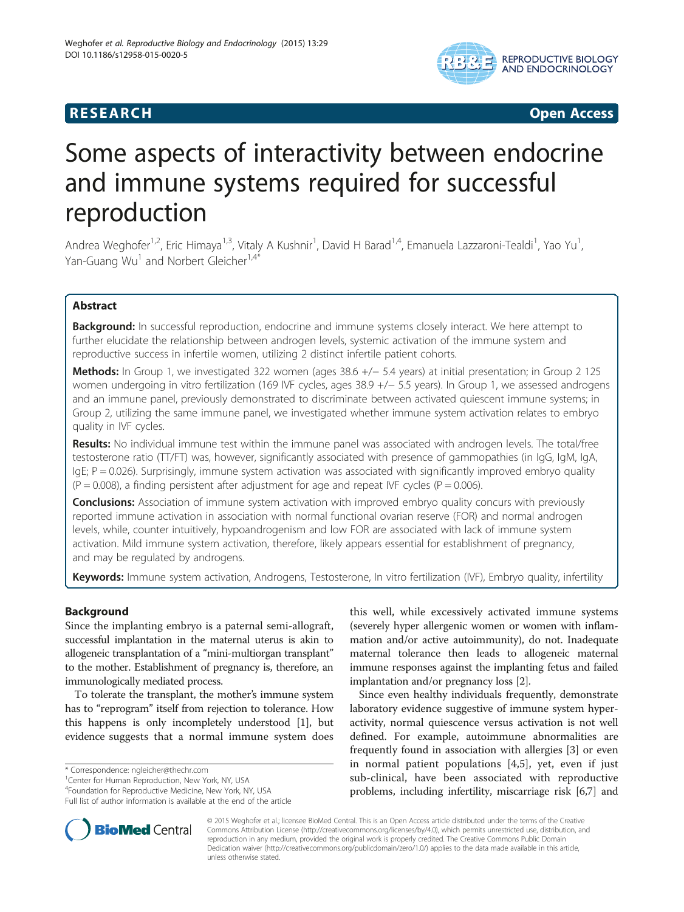**RESEARCH** **Open Access**

# Some aspects of interactivity between endocrine and immune systems required for successful reproduction

Andrea Weghofer[1,2], Eric Himaya[1,3], Vitaly A Kushnir[1], David H Barad[1,4], Emanuela Lazzaroni-Tealdi[1], Yao Yu[1], Yan-Guang Wu[1] and Norbert Gleicher[1,4*]

## Abstract

**Background:** In successful reproduction, endocrine and immune systems closely interact. We here attempt to further elucidate the relationship between androgen levels, systemic activation of the immune system and reproductive success in infertile women, utilizing 2 distinct infertile patient cohorts.

**Methods:** In Group 1, we investigated 322 women (ages 38.6 +/− 5.4 years) at initial presentation; in Group 2 125 women undergoing in vitro fertilization (169 IVF cycles, ages 38.9 +/− 5.5 years). In Group 1, we assessed androgens and an immune panel, previously demonstrated to discriminate between activated quiescent immune systems; in Group 2, utilizing the same immune panel, we investigated whether immune system activation relates to embryo quality in IVF cycles.

**Results:** No individual immune test within the immune panel was associated with androgen levels. The total/free testosterone ratio (TT/FT) was, however, significantly associated with presence of gammopathies (in IgG, IgM, IgA, IgE; P = 0.026). Surprisingly, immune system activation was associated with significantly improved embryo quality (P = 0.008), a finding persistent after adjustment for age and repeat IVF cycles (P = 0.006).

**Conclusions:** Association of immune system activation with improved embryo quality concurs with previously reported immune activation in association with normal functional ovarian reserve (FOR) and normal androgen levels, while, counter intuitively, hypoandrogenism and low FOR are associated with lack of immune system activation. Mild immune system activation, therefore, likely appears essential for establishment of pregnancy, and may be regulated by androgens.

**Keywords:** Immune system activation, Androgens, Testosterone, In vitro fertilization (IVF), Embryo quality, infertility

## Background

Since the implanting embryo is a paternal semi-allograft, successful implantation in the maternal uterus is akin to allogeneic transplantation of a "mini-multiorgan transplant" to the mother. Establishment of pregnancy is, therefore, an immunologically mediated process.

To tolerate the transplant, the mother's immune system has to "reprogram" itself from rejection to tolerance. How this happens is only incompletely understood [1], but evidence suggests that a normal immune system does this well, while excessively activated immune systems (severely hyper allergenic women or women with inflammation and/or active autoimmunity), do not. Inadequate maternal tolerance then leads to allogeneic maternal immune responses against the implanting fetus and failed implantation and/or pregnancy loss [2].

Since even healthy individuals frequently, demonstrate laboratory evidence suggestive of immune system hyperactivity, normal quiescence versus activation is not well defined. For example, autoimmune abnormalities are frequently found in association with allergies [3] or even in normal patient populations [4,5], yet, even if just sub-clinical, have been associated with reproductive problems, including infertility, miscarriage risk [6,7] and

\* Correspondence: ngleicher@thechr.com
[1]Center for Human Reproduction, New York, NY, USA
[4]Foundation for Reproductive Medicine, New York, NY, USA
Full list of author information is available at the end of the article

© 2015 Weghofer et al.; licensee BioMed Central. This is an Open Access article distributed under the terms of the Creative Commons Attribution License (http://creativecommons.org/licenses/by/4.0), which permits unrestricted use, distribution, and reproduction in any medium, provided the original work is properly credited. The Creative Commons Public Domain Dedication waiver (http://creativecommons.org/publicdomain/zero/1.0/) applies to the data made available in this article, unless otherwise stated.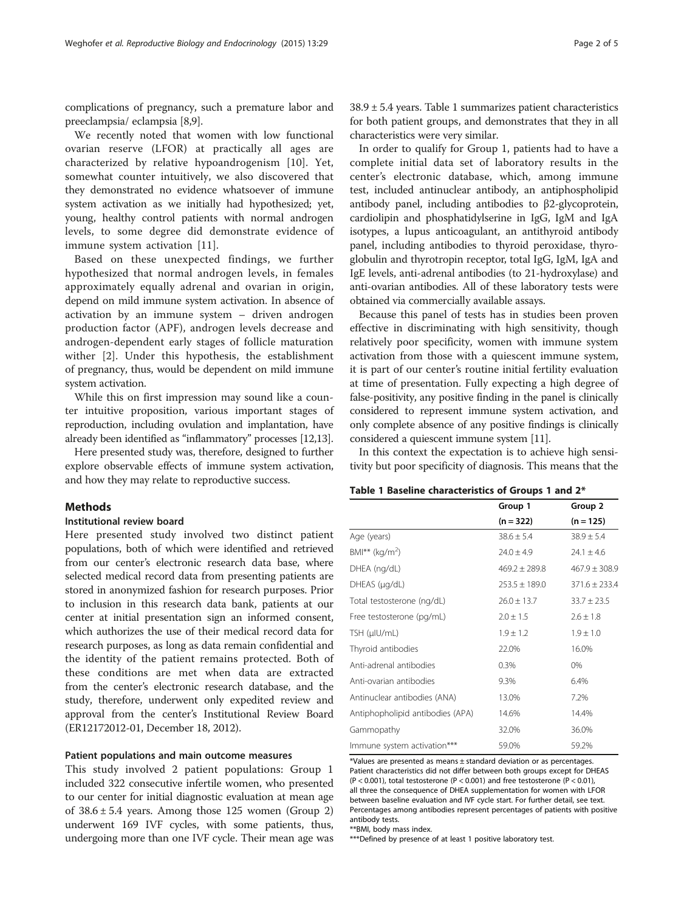complications of pregnancy, such a premature labor and preeclampsia/ eclampsia [8,9].

We recently noted that women with low functional ovarian reserve (LFOR) at practically all ages are characterized by relative hypoandrogenism [10]. Yet, somewhat counter intuitively, we also discovered that they demonstrated no evidence whatsoever of immune system activation as we initially had hypothesized; yet, young, healthy control patients with normal androgen levels, to some degree did demonstrate evidence of immune system activation [11].

Based on these unexpected findings, we further hypothesized that normal androgen levels, in females approximately equally adrenal and ovarian in origin, depend on mild immune system activation. In absence of activation by an immune system – driven androgen production factor (APF), androgen levels decrease and androgen-dependent early stages of follicle maturation wither [2]. Under this hypothesis, the establishment of pregnancy, thus, would be dependent on mild immune system activation.

While this on first impression may sound like a counter intuitive proposition, various important stages of reproduction, including ovulation and implantation, have already been identified as "inflammatory" processes [12,13].

Here presented study was, therefore, designed to further explore observable effects of immune system activation, and how they may relate to reproductive success.

## Methods

### Institutional review board

Here presented study involved two distinct patient populations, both of which were identified and retrieved from our center's electronic research data base, where selected medical record data from presenting patients are stored in anonymized fashion for research purposes. Prior to inclusion in this research data bank, patients at our center at initial presentation sign an informed consent, which authorizes the use of their medical record data for research purposes, as long as data remain confidential and the identity of the patient remains protected. Both of these conditions are met when data are extracted from the center's electronic research database, and the study, therefore, underwent only expedited review and approval from the center's Institutional Review Board (ER12172012-01, December 18, 2012).

### Patient populations and main outcome measures

This study involved 2 patient populations: Group 1 included 322 consecutive infertile women, who presented to our center for initial diagnostic evaluation at mean age of 38.6 ± 5.4 years. Among those 125 women (Group 2) underwent 169 IVF cycles, with some patients, thus, undergoing more than one IVF cycle. Their mean age was 38.9 ± 5.4 years. Table 1 summarizes patient characteristics for both patient groups, and demonstrates that they in all characteristics were very similar.

In order to qualify for Group 1, patients had to have a complete initial data set of laboratory results in the center's electronic database, which, among immune test, included antinuclear antibody, an antiphospholipid antibody panel, including antibodies to β2-glycoprotein, cardiolipin and phosphatidylserine in IgG, IgM and IgA isotypes, a lupus anticoagulant, an antithyroid antibody panel, including antibodies to thyroid peroxidase, thyroglobulin and thyrotropin receptor, total IgG, IgM, IgA and IgE levels, anti-adrenal antibodies (to 21-hydroxylase) and anti-ovarian antibodies. All of these laboratory tests were obtained via commercially available assays.

Because this panel of tests has in studies been proven effective in discriminating with high sensitivity, though relatively poor specificity, women with immune system activation from those with a quiescent immune system, it is part of our center's routine initial fertility evaluation at time of presentation. Fully expecting a high degree of false-positivity, any positive finding in the panel is clinically considered to represent immune system activation, and only complete absence of any positive findings is clinically considered a quiescent immune system [11].

In this context the expectation is to achieve high sensitivity but poor specificity of diagnosis. This means that the

**Table 1 Baseline characteristics of Groups 1 and 2***

| | Group 1 (n = 322) | Group 2 (n = 125) |
|---|---|---|
| Age (years) | 38.6 ± 5.4 | 38.9 ± 5.4 |
| BMI** (kg/m$^2$) | 24.0 ± 4.9 | 24.1 ± 4.6 |
| DHEA (ng/dL) | 469.2 ± 289.8 | 467.9 ± 308.9 |
| DHEAS (μg/dL) | 253.5 ± 189.0 | 371.6 ± 233.4 |
| Total testosterone (ng/dL) | 26.0 ± 13.7 | 33.7 ± 23.5 |
| Free testosterone (pg/mL) | 2.0 ± 1.5 | 2.6 ± 1.8 |
| TSH (μIU/mL) | 1.9 ± 1.2 | 1.9 ± 1.0 |
| Thyroid antibodies | 22.0% | 16.0% |
| Anti-adrenal antibodies | 0.3% | 0% |
| Anti-ovarian antibodies | 9.3% | 6.4% |
| Antinuclear antibodies (ANA) | 13.0% | 7.2% |
| Antiphopholipid antibodies (APA) | 14.6% | 14.4% |
| Gammopathy | 32.0% | 36.0% |
| Immune system activation*** | 59.0% | 59.2% |

*Values are presented as means ± standard deviation or as percentages. Patient characteristics did not differ between both groups except for DHEAS ($P < 0.001$), total testosterone ($P < 0.001$) and free testosterone ($P < 0.01$), all three the consequence of DHEA supplementation for women with LFOR between baseline evaluation and IVF cycle start. For further detail, see text. Percentages among antibodies represent percentages of patients with positive antibody tests.
**BMI, body mass index.
***Defined by presence of at least 1 positive laboratory test.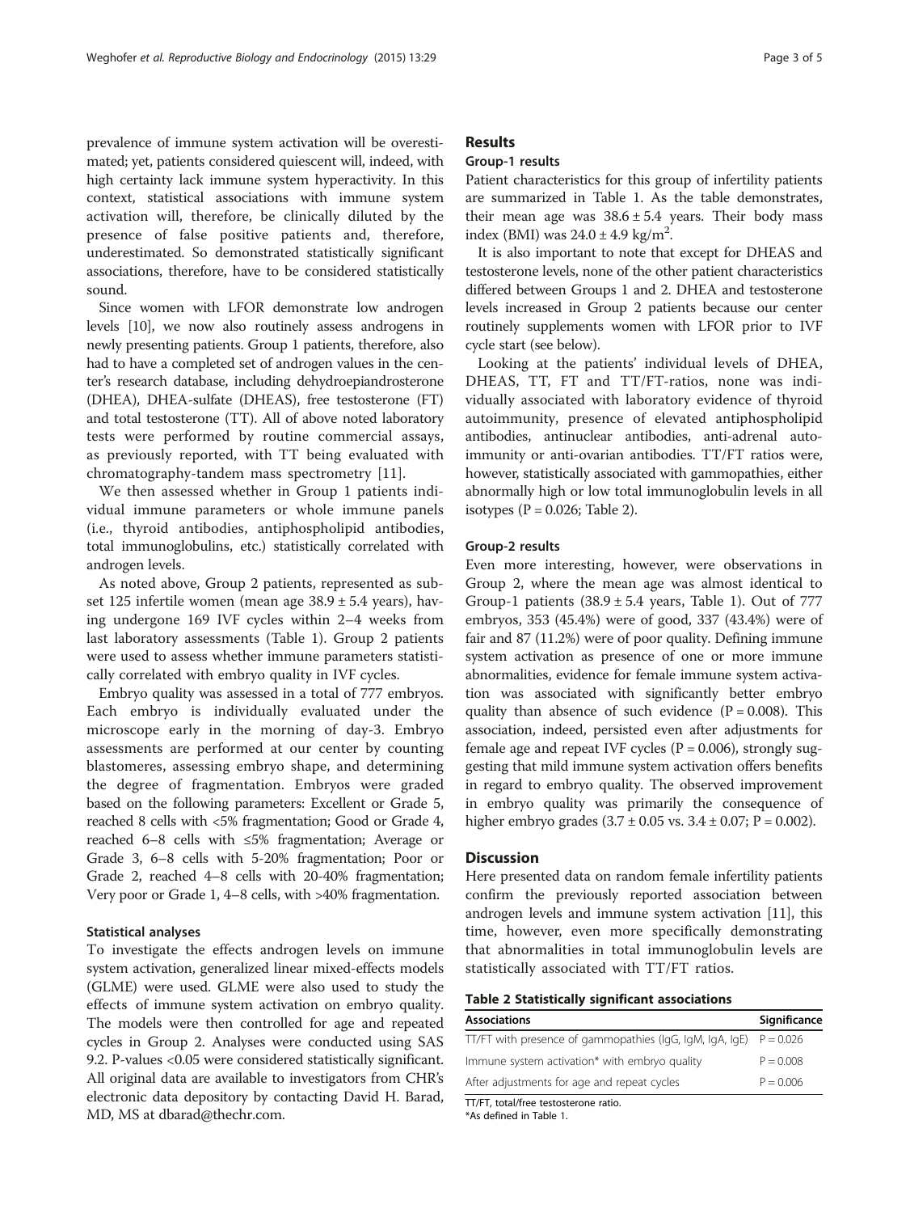prevalence of immune system activation will be overestimated; yet, patients considered quiescent will, indeed, with high certainty lack immune system hyperactivity. In this context, statistical associations with immune system activation will, therefore, be clinically diluted by the presence of false positive patients and, therefore, underestimated. So demonstrated statistically significant associations, therefore, have to be considered statistically sound.

Since women with LFOR demonstrate low androgen levels [10], we now also routinely assess androgens in newly presenting patients. Group 1 patients, therefore, also had to have a completed set of androgen values in the center's research database, including dehydroepiandrosterone (DHEA), DHEA-sulfate (DHEAS), free testosterone (FT) and total testosterone (TT). All of above noted laboratory tests were performed by routine commercial assays, as previously reported, with TT being evaluated with chromatography-tandem mass spectrometry [11].

We then assessed whether in Group 1 patients individual immune parameters or whole immune panels (i.e., thyroid antibodies, antiphospholipid antibodies, total immunoglobulins, etc.) statistically correlated with androgen levels.

As noted above, Group 2 patients, represented as subset 125 infertile women (mean age $38.9 \pm 5.4$ years), having undergone 169 IVF cycles within 2–4 weeks from last laboratory assessments (Table 1). Group 2 patients were used to assess whether immune parameters statistically correlated with embryo quality in IVF cycles.

Embryo quality was assessed in a total of 777 embryos. Each embryo is individually evaluated under the microscope early in the morning of day-3. Embryo assessments are performed at our center by counting blastomeres, assessing embryo shape, and determining the degree of fragmentation. Embryos were graded based on the following parameters: Excellent or Grade 5, reached 8 cells with <5% fragmentation; Good or Grade 4, reached 6–8 cells with ≤5% fragmentation; Average or Grade 3, 6–8 cells with 5-20% fragmentation; Poor or Grade 2, reached 4–8 cells with 20-40% fragmentation; Very poor or Grade 1, 4–8 cells, with >40% fragmentation.

### Statistical analyses

To investigate the effects androgen levels on immune system activation, generalized linear mixed-effects models (GLME) were used. GLME were also used to study the effects of immune system activation on embryo quality. The models were then controlled for age and repeated cycles in Group 2. Analyses were conducted using SAS 9.2. P-values <0.05 were considered statistically significant. All original data are available to investigators from CHR's electronic data depository by contacting David H. Barad, MD, MS at dbarad@thechr.com.

## Results

### Group-1 results

Patient characteristics for this group of infertility patients are summarized in Table 1. As the table demonstrates, their mean age was $38.6 \pm 5.4$ years. Their body mass index (BMI) was $24.0 \pm 4.9$ kg/m$^2$.

It is also important to note that except for DHEAS and testosterone levels, none of the other patient characteristics differed between Groups 1 and 2. DHEA and testosterone levels increased in Group 2 patients because our center routinely supplements women with LFOR prior to IVF cycle start (see below).

Looking at the patients' individual levels of DHEA, DHEAS, TT, FT and TT/FT-ratios, none was individually associated with laboratory evidence of thyroid autoimmunity, presence of elevated antiphospholipid antibodies, antinuclear antibodies, anti-adrenal autoimmunity or anti-ovarian antibodies. TT/FT ratios were, however, statistically associated with gammopathies, either abnormally high or low total immunoglobulin levels in all isotypes ($P = 0.026$; Table 2).

### Group-2 results

Even more interesting, however, were observations in Group 2, where the mean age was almost identical to Group-1 patients ($38.9 \pm 5.4$ years, Table 1). Out of 777 embryos, 353 (45.4%) were of good, 337 (43.4%) were of fair and 87 (11.2%) were of poor quality. Defining immune system activation as presence of one or more immune abnormalities, evidence for female immune system activation was associated with significantly better embryo quality than absence of such evidence ($P = 0.008$). This association, indeed, persisted even after adjustments for female age and repeat IVF cycles ($P = 0.006$), strongly suggesting that mild immune system activation offers benefits in regard to embryo quality. The observed improvement in embryo quality was primarily the consequence of higher embryo grades ($3.7 \pm 0.05$ vs. $3.4 \pm 0.07$; $P = 0.002$).

## Discussion

Here presented data on random female infertility patients confirm the previously reported association between androgen levels and immune system activation [11], this time, however, even more specifically demonstrating that abnormalities in total immunoglobulin levels are statistically associated with TT/FT ratios.

**Table 2 Statistically significant associations**

| Associations | Significance |
|---|---|
| TT/FT with presence of gammopathies (IgG, IgM, IgA, IgE) | $P = 0.026$ |
| Immune system activation* with embryo quality | $P = 0.008$ |
| After adjustments for age and repeat cycles | $P = 0.006$ |

TT/FT, total/free testosterone ratio.
*As defined in Table 1.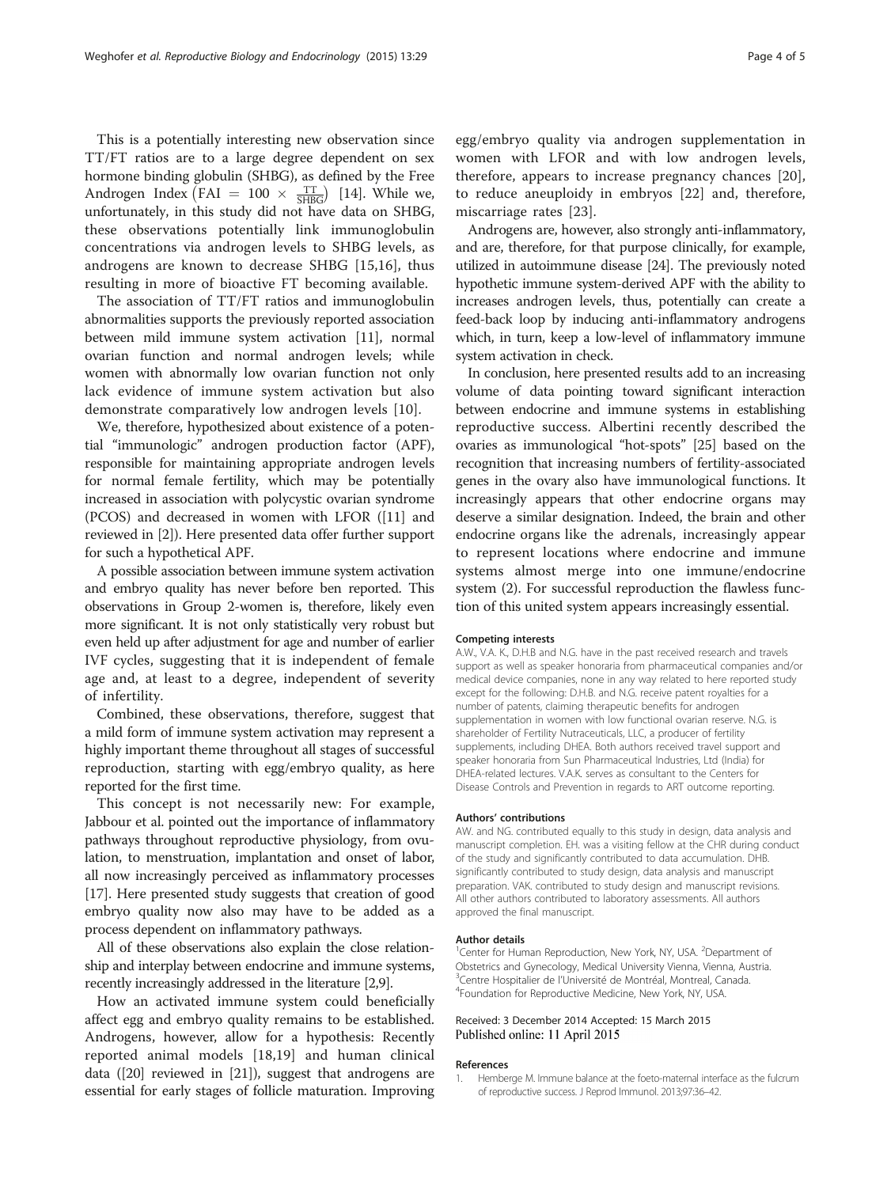This is a potentially interesting new observation since TT/FT ratios are to a large degree dependent on sex hormone binding globulin (SHBG), as defined by the Free Androgen Index $\left(FAI = 100 \times \frac{TT}{SHBG}\right)$ [14]. While we, unfortunately, in this study did not have data on SHBG, these observations potentially link immunoglobulin concentrations via androgen levels to SHBG levels, as androgens are known to decrease SHBG [15,16], thus resulting in more of bioactive FT becoming available.

The association of TT/FT ratios and immunoglobulin abnormalities supports the previously reported association between mild immune system activation [11], normal ovarian function and normal androgen levels; while women with abnormally low ovarian function not only lack evidence of immune system activation but also demonstrate comparatively low androgen levels [10].

We, therefore, hypothesized about existence of a potential "immunologic" androgen production factor (APF), responsible for maintaining appropriate androgen levels for normal female fertility, which may be potentially increased in association with polycystic ovarian syndrome (PCOS) and decreased in women with LFOR ([11] and reviewed in [2]). Here presented data offer further support for such a hypothetical APF.

A possible association between immune system activation and embryo quality has never before ben reported. This observations in Group 2-women is, therefore, likely even more significant. It is not only statistically very robust but even held up after adjustment for age and number of earlier IVF cycles, suggesting that it is independent of female age and, at least to a degree, independent of severity of infertility.

Combined, these observations, therefore, suggest that a mild form of immune system activation may represent a highly important theme throughout all stages of successful reproduction, starting with egg/embryo quality, as here reported for the first time.

This concept is not necessarily new: For example, Jabbour et al. pointed out the importance of inflammatory pathways throughout reproductive physiology, from ovulation, to menstruation, implantation and onset of labor, all now increasingly perceived as inflammatory processes [17]. Here presented study suggests that creation of good embryo quality now also may have to be added as a process dependent on inflammatory pathways.

All of these observations also explain the close relationship and interplay between endocrine and immune systems, recently increasingly addressed in the literature [2,9].

How an activated immune system could beneficially affect egg and embryo quality remains to be established. Androgens, however, allow for a hypothesis: Recently reported animal models [18,19] and human clinical data ([20] reviewed in [21]), suggest that androgens are essential for early stages of follicle maturation. Improving egg/embryo quality via androgen supplementation in women with LFOR and with low androgen levels, therefore, appears to increase pregnancy chances [20], to reduce aneuploidy in embryos [22] and, therefore, miscarriage rates [23].

Androgens are, however, also strongly anti-inflammatory, and are, therefore, for that purpose clinically, for example, utilized in autoimmune disease [24]. The previously noted hypothetic immune system-derived APF with the ability to increases androgen levels, thus, potentially can create a feed-back loop by inducing anti-inflammatory androgens which, in turn, keep a low-level of inflammatory immune system activation in check.

In conclusion, here presented results add to an increasing volume of data pointing toward significant interaction between endocrine and immune systems in establishing reproductive success. Albertini recently described the ovaries as immunological "hot-spots" [25] based on the recognition that increasing numbers of fertility-associated genes in the ovary also have immunological functions. It increasingly appears that other endocrine organs may deserve a similar designation. Indeed, the brain and other endocrine organs like the adrenals, increasingly appear to represent locations where endocrine and immune systems almost merge into one immune/endocrine system (2). For successful reproduction the flawless function of this united system appears increasingly essential.

#### Competing interests

A.W., V.A. K., D.H.B and N.G. have in the past received research and travels support as well as speaker honoraria from pharmaceutical companies and/or medical device companies, none in any way related to here reported study except for the following: D.H.B. and N.G. receive patent royalties for a number of patents, claiming therapeutic benefits for androgen supplementation in women with low functional ovarian reserve. N.G. is shareholder of Fertility Nutraceuticals, LLC, a producer of fertility supplements, including DHEA. Both authors received travel support and speaker honoraria from Sun Pharmaceutical Industries, Ltd (India) for DHEA-related lectures. V.A.K. serves as consultant to the Centers for Disease Controls and Prevention in regards to ART outcome reporting.

#### Authors' contributions

AW. and NG. contributed equally to this study in design, data analysis and manuscript completion. EH. was a visiting fellow at the CHR during conduct of the study and significantly contributed to data accumulation. DHB. significantly contributed to study design, data analysis and manuscript preparation. VAK. contributed to study design and manuscript revisions. All other authors contributed to laboratory assessments. All authors approved the final manuscript.

#### Author details

[1]Center for Human Reproduction, New York, NY, USA. [2]Department of Obstetrics and Gynecology, Medical University Vienna, Vienna, Austria. [3]Centre Hospitalier de l'Université de Montréal, Montreal, Canada. [4]Foundation for Reproductive Medicine, New York, NY, USA.

Received: 3 December 2014 Accepted: 15 March 2015
Published online: 11 April 2015

#### References

1. Hemberge M. Immune balance at the foeto-maternal interface as the fulcrum of reproductive success. J Reprod Immunol. 2013;97:36–42.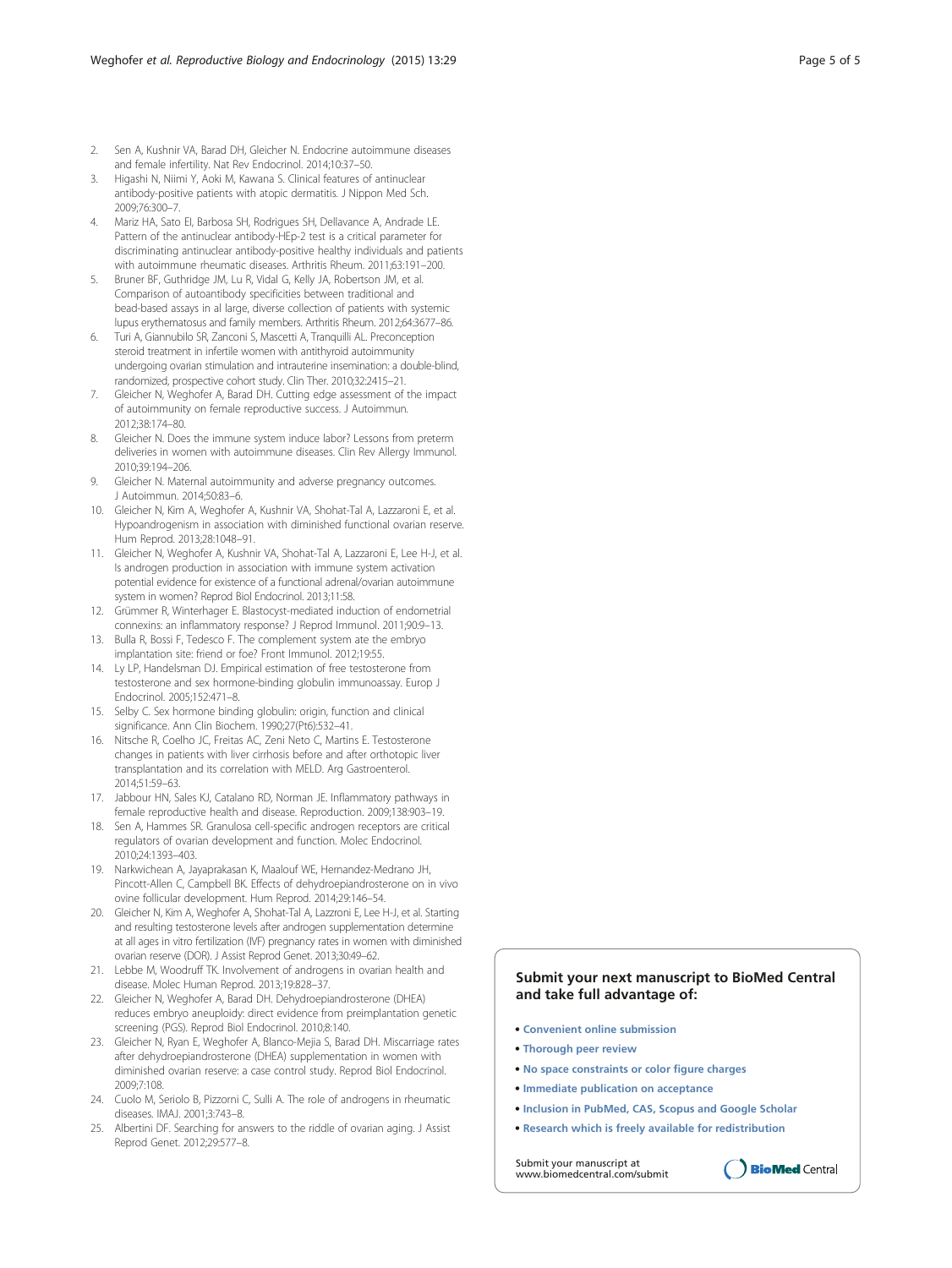2. Sen A, Kushnir VA, Barad DH, Gleicher N. Endocrine autoimmune diseases and female infertility. Nat Rev Endocrinol. 2014;10:37–50.
3. Higashi N, Niimi Y, Aoki M, Kawana S. Clinical features of antinuclear antibody-positive patients with atopic dermatitis. J Nippon Med Sch. 2009;76:300–7.
4. Mariz HA, Sato EI, Barbosa SH, Rodrigues SH, Dellavance A, Andrade LE. Pattern of the antinuclear antibody-HEp-2 test is a critical parameter for discriminating antinuclear antibody-positive healthy individuals and patients with autoimmune rheumatic diseases. Arthritis Rheum. 2011;63:191–200.
5. Bruner BF, Guthridge JM, Lu R, Vidal G, Kelly JA, Robertson JM, et al. Comparison of autoantibody specificities between traditional and bead-based assays in al large, diverse collection of patients with systemic lupus erythematosus and family members. Arthritis Rheum. 2012;64:3677–86.
6. Turi A, Giannubilo SR, Zanconi S, Mascetti A, Tranquilli AL. Preconception steroid treatment in infertile women with antithyroid autoimmunity undergoing ovarian stimulation and intrauterine insemination: a double-blind, randomized, prospective cohort study. Clin Ther. 2010;32:2415–21.
7. Gleicher N, Weghofer A, Barad DH. Cutting edge assessment of the impact of autoimmunity on female reproductive success. J Autoimmun. 2012;38:174–80.
8. Gleicher N. Does the immune system induce labor? Lessons from preterm deliveries in women with autoimmune diseases. Clin Rev Allergy Immunol. 2010;39:194–206.
9. Gleicher N. Maternal autoimmunity and adverse pregnancy outcomes. J Autoimmun. 2014;50:83–6.
10. Gleicher N, Kim A, Weghofer A, Kushnir VA, Shohat-Tal A, Lazzaroni E, et al. Hypoandrogenism in association with diminished functional ovarian reserve. Hum Reprod. 2013;28:1048–91.
11. Gleicher N, Weghofer A, Kushnir VA, Shohat-Tal A, Lazzaroni E, Lee H-J, et al. Is androgen production in association with immune system activation potential evidence for existence of a functional adrenal/ovarian autoimmune system in women? Reprod Biol Endocrinol. 2013;11:58.
12. Grümmer R, Winterhager E. Blastocyst-mediated induction of endometrial connexins: an inflammatory response? J Reprod Immunol. 2011;90:9–13.
13. Bulla R, Bossi F, Tedesco F. The complement system ate the embryo implantation site: friend or foe? Front Immunol. 2012;19:55.
14. Ly LP, Handelsman DJ. Empirical estimation of free testosterone from testosterone and sex hormone-binding globulin immunoassay. Europ J Endocrinol. 2005;152:471–8.
15. Selby C. Sex hormone binding globulin: origin, function and clinical significance. Ann Clin Biochem. 1990;27(Pt6):532–41.
16. Nitsche R, Coelho JC, Freitas AC, Zeni Neto C, Martins E. Testosterone changes in patients with liver cirrhosis before and after orthotopic liver transplantation and its correlation with MELD. Arg Gastroenterol. 2014;51:59–63.
17. Jabbour HN, Sales KJ, Catalano RD, Norman JE. Inflammatory pathways in female reproductive health and disease. Reproduction. 2009;138:903–19.
18. Sen A, Hammes SR. Granulosa cell-specific androgen receptors are critical regulators of ovarian development and function. Molec Endocrinol. 2010;24:1393–403.
19. Narkwichean A, Jayaprakasan K, Maalouf WE, Hernandez-Medrano JH, Pincott-Allen C, Campbell BK. Effects of dehydroepiandrosterone on in vivo ovine follicular development. Hum Reprod. 2014;29:146–54.
20. Gleicher N, Kim A, Weghofer A, Shohat-Tal A, Lazzroni E, Lee H-J, et al. Starting and resulting testosterone levels after androgen supplementation determine at all ages in vitro fertilization (IVF) pregnancy rates in women with diminished ovarian reserve (DOR). J Assist Reprod Genet. 2013;30:49–62.
21. Lebbe M, Woodruff TK. Involvement of androgens in ovarian health and disease. Molec Human Reprod. 2013;19:828–37.
22. Gleicher N, Weghofer A, Barad DH. Dehydroepiandrosterone (DHEA) reduces embryo aneuploidy: direct evidence from preimplantation genetic screening (PGS). Reprod Biol Endocrinol. 2010;8:140.
23. Gleicher N, Ryan E, Weghofer A, Blanco-Mejia S, Barad DH. Miscarriage rates after dehydroepiandrosterone (DHEA) supplementation in women with diminished ovarian reserve: a case control study. Reprod Biol Endocrinol. 2009;7:108.
24. Cuolo M, Seriolo B, Pizzorni C, Sulli A. The role of androgens in rheumatic diseases. IMAJ. 2001;3:743–8.
25. Albertini DF. Searching for answers to the riddle of ovarian aging. J Assist Reprod Genet. 2012;29:577–8.

**Submit your next manuscript to BioMed Central and take full advantage of:**

- **Convenient online submission**
- **Thorough peer review**
- **No space constraints or color figure charges**
- **Immediate publication on acceptance**
- **Inclusion in PubMed, CAS, Scopus and Google Scholar**
- **Research which is freely available for redistribution**

Submit your manuscript at
www.biomedcentral.com/submit

BioMed Central